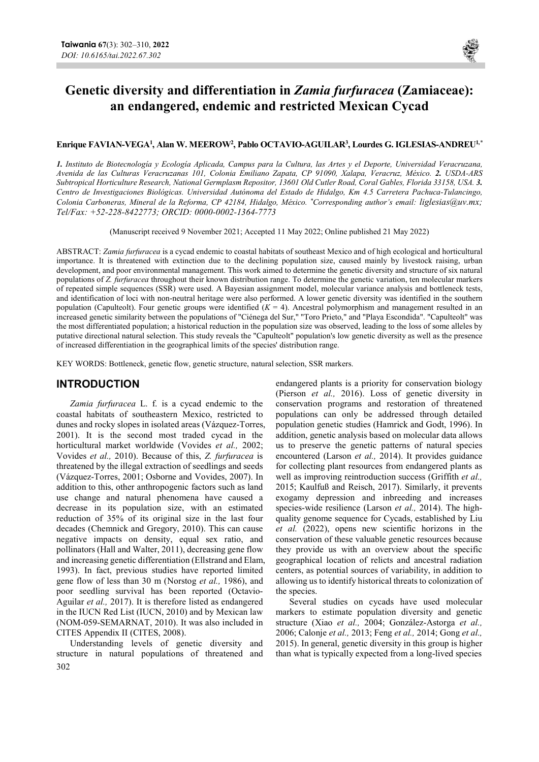# Genetic diversity and differentiation in *Zamia furfuracea* (Zamiaceae): an endangered, endemic and restricted Mexican Cycad

**Enrique FAVIAN-VEGA[1], Alan W. MEEROW[2], Pablo OCTAVIO-AGUILAR[3], Lourdes G. IGLESIAS-ANDREU[1,*]**

*1. Instituto de Biotecnología y Ecología Aplicada, Campus para la Cultura, las Artes y el Deporte, Universidad Veracruzana, Avenida de las Culturas Veracruzanas 101, Colonia Emiliano Zapata, CP 91090, Xalapa, Veracruz, México. 2. USDA-ARS Subtropical Horticulture Research, National Germplasm Repositor, 13601 Old Cutler Road, Coral Gables, Florida 33158, USA. 3. Centro de Investigaciones Biológicas. Universidad Autónoma del Estado de Hidalgo, Km 4.5 Carretera Pachuca-Tulancingo, Colonia Carboneras, Mineral de la Reforma, CP 42184, Hidalgo, México. \*Corresponding author's email: liglesias@uv.mx; Tel/Fax: +52-228-8422773; ORCID: 0000-0002-1364-7773*

(Manuscript received 9 November 2021; Accepted 11 May 2022; Online published 21 May 2022)

ABSTRACT: *Zamia furfuracea* is a cycad endemic to coastal habitats of southeast Mexico and of high ecological and horticultural importance. It is threatened with extinction due to the declining population size, caused mainly by livestock raising, urban development, and poor environmental management. This work aimed to determine the genetic diversity and structure of six natural populations of *Z. furfuracea* throughout their known distribution range. To determine the genetic variation, ten molecular markers of repeated simple sequences (SSR) were used. A Bayesian assignment model, molecular variance analysis and bottleneck tests, and identification of loci with non-neutral heritage were also performed. A lower genetic diversity was identified in the southern population (Capulteolt). Four genetic groups were identified ($K = 4$). Ancestral polymorphism and management resulted in an increased genetic similarity between the populations of "Ciénega del Sur," "Toro Prieto," and "Playa Escondida". "Capulteolt" was the most differentiated population; a historical reduction in the population size was observed, leading to the loss of some alleles by putative directional natural selection. This study reveals the "Capulteolt" population's low genetic diversity as well as the presence of increased differentiation in the geographical limits of the species' distribution range.

KEY WORDS: Bottleneck, genetic flow, genetic structure, natural selection, SSR markers.

## INTRODUCTION

*Zamia furfuracea* L. f. is a cycad endemic to the coastal habitats of southeastern Mexico, restricted to dunes and rocky slopes in isolated areas (Vázquez-Torres, 2001). It is the second most traded cycad in the horticultural market worldwide (Vovides *et al.,* 2002; Vovides *et al.,* 2010). Because of this, *Z. furfuracea* is threatened by the illegal extraction of seedlings and seeds (Vázquez-Torres, 2001; Osborne and Vovides, 2007). In addition to this, other anthropogenic factors such as land use change and natural phenomena have caused a decrease in its population size, with an estimated reduction of 35% of its original size in the last four decades (Chemnick and Gregory, 2010). This can cause negative impacts on density, equal sex ratio, and pollinators (Hall and Walter, 2011), decreasing gene flow and increasing genetic differentiation (Ellstrand and Elam, 1993). In fact, previous studies have reported limited gene flow of less than 30 m (Norstog *et al.,* 1986), and poor seedling survival has been reported (Octavio-Aguilar *et al.,* 2017). It is therefore listed as endangered in the IUCN Red List (IUCN, 2010) and by Mexican law (NOM-059-SEMARNAT, 2010). It was also included in CITES Appendix II (CITES, 2008).

Understanding levels of genetic diversity and structure in natural populations of threatened and endangered plants is a priority for conservation biology (Pierson *et al.,* 2016). Loss of genetic diversity in conservation programs and restoration of threatened populations can only be addressed through detailed population genetic studies (Hamrick and Godt, 1996). In addition, genetic analysis based on molecular data allows us to preserve the genetic patterns of natural species encountered (Larson *et al.,* 2014). It provides guidance for collecting plant resources from endangered plants as well as improving reintroduction success (Griffith *et al.,* 2015; Kaulfuß and Reisch, 2017). Similarly, it prevents exogamy depression and inbreeding and increases species-wide resilience (Larson *et al.,* 2014). The high-quality genome sequence for Cycads, established by Liu *et al.* (2022), opens new scientific horizons in the conservation of these valuable genetic resources because they provide us with an overview about the specific geographical location of relicts and ancestral radiation centers, as potential sources of variability, in addition to allowing us to identify historical threats to colonization of the species.

Several studies on cycads have used molecular markers to estimate population diversity and genetic structure (Xiao *et al.,* 2004; González-Astorga *et al.,* 2006; Calonje *et al.,* 2013; Feng *et al.,* 2014; Gong *et al.,* 2015). In general, genetic diversity in this group is higher than what is typically expected from a long-lived species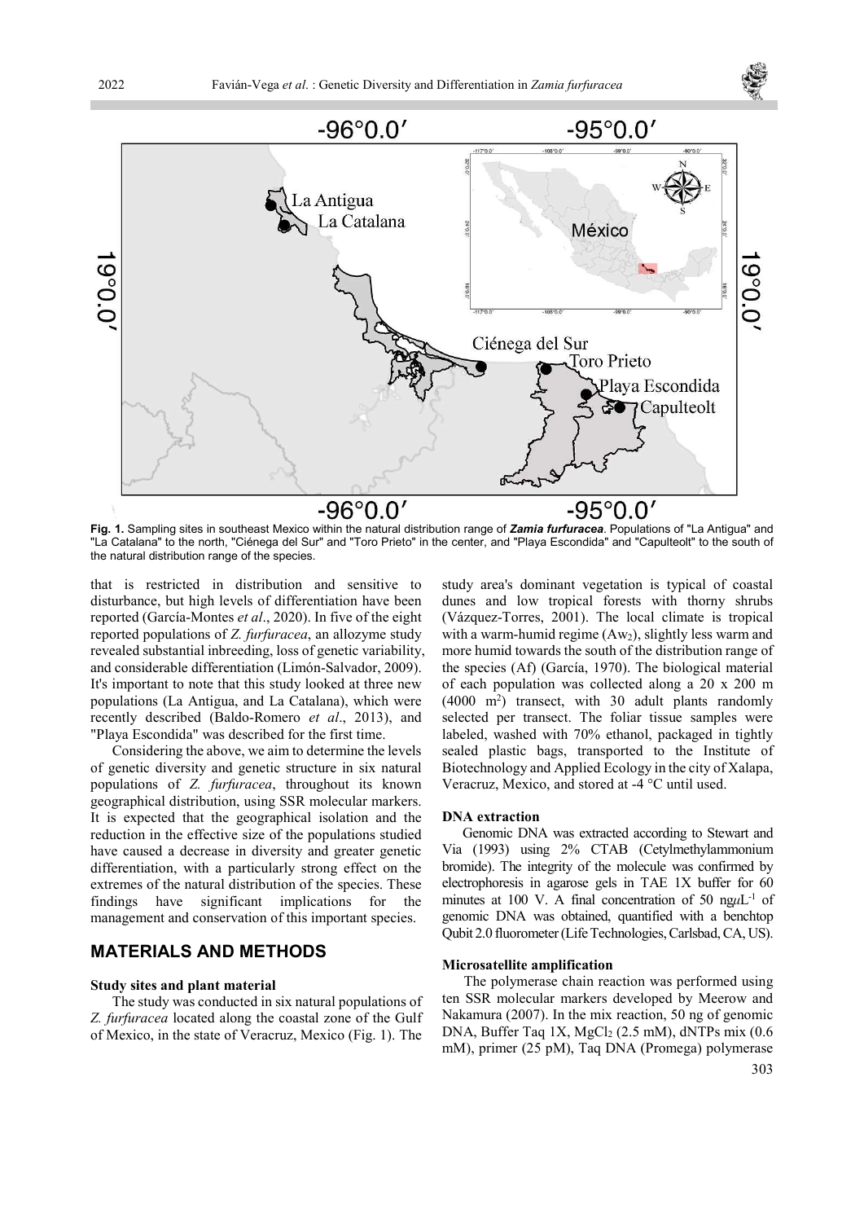**Fig. 1.** Sampling sites in southeast Mexico within the natural distribution range of ***Zamia furfuracea***. Populations of "La Antigua" and "La Catalana" to the north, "Ciénega del Sur" and "Toro Prieto" in the center, and "Playa Escondida" and "Capulteolt" to the south of the natural distribution range of the species.

that is restricted in distribution and sensitive to disturbance, but high levels of differentiation have been reported (García-Montes *et al*., 2020). In five of the eight reported populations of *Z. furfuracea*, an allozyme study revealed substantial inbreeding, loss of genetic variability, and considerable differentiation (Limón-Salvador, 2009). It's important to note that this study looked at three new populations (La Antigua, and La Catalana), which were recently described (Baldo-Romero *et al*., 2013), and "Playa Escondida" was described for the first time.

Considering the above, we aim to determine the levels of genetic diversity and genetic structure in six natural populations of *Z. furfuracea*, throughout its known geographical distribution, using SSR molecular markers. It is expected that the geographical isolation and the reduction in the effective size of the populations studied have caused a decrease in diversity and greater genetic differentiation, with a particularly strong effect on the extremes of the natural distribution of the species. These findings have significant implications for the management and conservation of this important species.

## MATERIALS AND METHODS

### Study sites and plant material

The study was conducted in six natural populations of *Z. furfuracea* located along the coastal zone of the Gulf of Mexico, in the state of Veracruz, Mexico (Fig. 1). The study area's dominant vegetation is typical of coastal dunes and low tropical forests with thorny shrubs (Vázquez-Torres, 2001). The local climate is tropical with a warm-humid regime ($Aw_2$), slightly less warm and more humid towards the south of the distribution range of the species (Af) (García, 1970). The biological material of each population was collected along a 20 x 200 m (4000 $m^2$) transect, with 30 adult plants randomly selected per transect. The foliar tissue samples were labeled, washed with 70% ethanol, packaged in tightly sealed plastic bags, transported to the Institute of Biotechnology and Applied Ecology in the city of Xalapa, Veracruz, Mexico, and stored at -4 °C until used.

### DNA extraction

Genomic DNA was extracted according to Stewart and Via (1993) using 2% CTAB (Cetylmethylammonium bromide). The integrity of the molecule was confirmed by electrophoresis in agarose gels in TAE 1X buffer for 60 minutes at 100 V. A final concentration of 50 ng$\mu L^{-1}$ of genomic DNA was obtained, quantified with a benchtop Qubit 2.0 fluorometer (Life Technologies, Carlsbad, CA, US).

### Microsatellite amplification

The polymerase chain reaction was performed using ten SSR molecular markers developed by Meerow and Nakamura (2007). In the mix reaction, 50 ng of genomic DNA, Buffer Taq 1X, $MgCl_2$ (2.5 mM), dNTPs mix (0.6 mM), primer (25 pM), Taq DNA (Promega) polymerase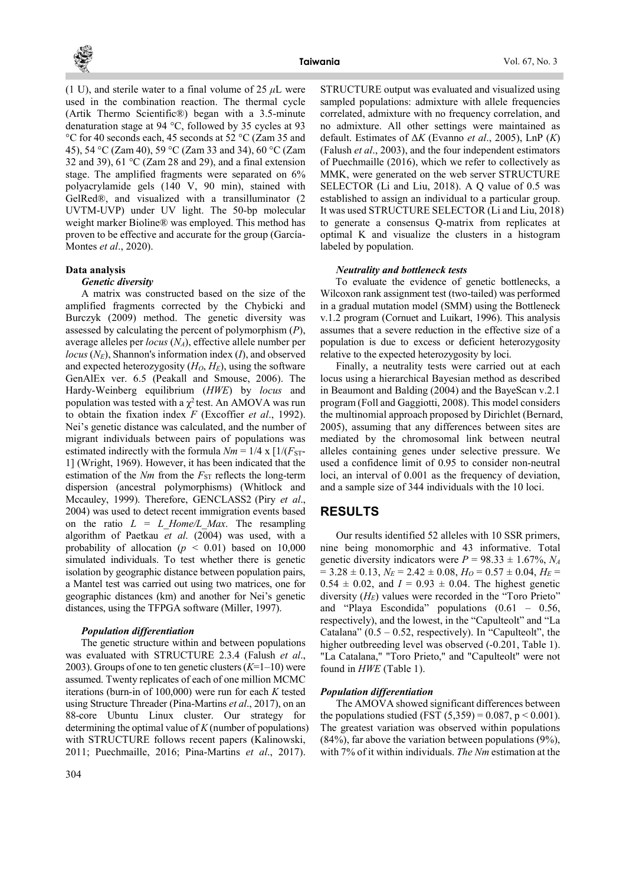(1 U), and sterile water to a final volume of 25 $\mu$L were used in the combination reaction. The thermal cycle (Artik Thermo Scientific®) began with a 3.5-minute denaturation stage at 94 °C, followed by 35 cycles at 93 °C for 40 seconds each, 45 seconds at 52 °C (Zam 35 and 45), 54 °C (Zam 40), 59 °C (Zam 33 and 34), 60 °C (Zam 32 and 39), 61 °C (Zam 28 and 29), and a final extension stage. The amplified fragments were separated on 6% polyacrylamide gels (140 V, 90 min), stained with GelRed®, and visualized with a transilluminator (2 UVTM-UVP) under UV light. The 50-bp molecular weight marker Bioline® was employed. This method has proven to be effective and accurate for the group (García-Montes *et al*., 2020).

### Data analysis

#### *Genetic diversity*

A matrix was constructed based on the size of the amplified fragments corrected by the Chybicki and Burczyk (2009) method. The genetic diversity was assessed by calculating the percent of polymorphism ($P$), average alleles per *locus* ($N_A$), effective allele number per *locus* ($N_E$), Shannon's information index ($I$), and observed and expected heterozygosity ($H_O$, $H_E$), using the software GenAlEx ver. 6.5 (Peakall and Smouse, 2006). The Hardy-Weinberg equilibrium (*HWE*) by *locus* and population was tested with a $\chi^2$ test. An AMOVA was run to obtain the fixation index $F$ (Excoffier *et al*., 1992). Nei's genetic distance was calculated, and the number of migrant individuals between pairs of populations was estimated indirectly with the formula $Nm = 1/4 \times [1/(F_{ST}-1]$ (Wright, 1969). However, it has been indicated that the estimation of the $Nm$ from the $F_{ST}$ reflects the long-term dispersion (ancestral polymorphisms) (Whitlock and Mccauley, 1999). Therefore, GENCLASS2 (Piry *et al*., 2004) was used to detect recent immigration events based on the ratio $L = L\_Home/L\_Max$. The resampling algorithm of Paetkau *et al*. (2004) was used, with a probability of allocation ($p < 0.01$) based on 10,000 simulated individuals. To test whether there is genetic isolation by geographic distance between population pairs, a Mantel test was carried out using two matrices, one for geographic distances (km) and another for Nei's genetic distances, using the TFPGA software (Miller, 1997).

#### *Population differentiation*

The genetic structure within and between populations was evaluated with STRUCTURE 2.3.4 (Falush *et al*., 2003). Groups of one to ten genetic clusters ($K$=1–10) were assumed. Twenty replicates of each of one million MCMC iterations (burn-in of 100,000) were run for each $K$ tested using Structure Threader (Pina-Martins *et al*., 2017), on an 88-core Ubuntu Linux cluster. Our strategy for determining the optimal value of $K$ (number of populations) with STRUCTURE follows recent papers (Kalinowski, 2011; Puechmaille, 2016; Pina-Martins *et al*., 2017). STRUCTURE output was evaluated and visualized using sampled populations: admixture with allele frequencies correlated, admixture with no frequency correlation, and no admixture. All other settings were maintained as default. Estimates of $\Delta K$ (Evanno *et al*., 2005), LnP ($K$) (Falush *et al*., 2003), and the four independent estimators of Puechmaille (2016), which we refer to collectively as MMK, were generated on the web server STRUCTURE SELECTOR (Li and Liu, 2018). A Q value of 0.5 was established to assign an individual to a particular group. It was used STRUCTURE SELECTOR (Li and Liu, 2018) to generate a consensus Q-matrix from replicates at optimal K and visualize the clusters in a histogram labeled by population.

#### *Neutrality and bottleneck tests*

To evaluate the evidence of genetic bottlenecks, a Wilcoxon rank assignment test (two-tailed) was performed in a gradual mutation model (SMM) using the Bottleneck v.1.2 program (Cornuet and Luikart, 1996). This analysis assumes that a severe reduction in the effective size of a population is due to excess or deficient heterozygosity relative to the expected heterozygosity by loci.

Finally, a neutrality tests were carried out at each locus using a hierarchical Bayesian method as described in Beaumont and Balding (2004) and the BayeScan v.2.1 program (Foll and Gaggiotti, 2008). This model considers the multinomial approach proposed by Dirichlet (Bernard, 2005), assuming that any differences between sites are mediated by the chromosomal link between neutral alleles containing genes under selective pressure. We used a confidence limit of 0.95 to consider non-neutral loci, an interval of 0.001 as the frequency of deviation, and a sample size of 344 individuals with the 10 loci.

## RESULTS

Our results identified 52 alleles with 10 SSR primers, nine being monomorphic and 43 informative. Total genetic diversity indicators were $P = 98.33 \pm 1.67\%$, $N_A = 3.28 \pm 0.13$, $N_E = 2.42 \pm 0.08$, $H_O = 0.57 \pm 0.04$, $H_E = 0.54 \pm 0.02$, and $I = 0.93 \pm 0.04$. The highest genetic diversity ($H_E$) values were recorded in the "Toro Prieto" and "Playa Escondida" populations (0.61 – 0.56, respectively), and the lowest, in the "Capulteolt" and "La Catalana" (0.5 – 0.52, respectively). In "Capulteolt", the higher outbreeding level was observed (-0.201, Table 1). "La Catalana," "Toro Prieto," and "Capulteolt" were not found in *HWE* (Table 1).

### *Population differentiation*

The AMOVA showed significant differences between the populations studied (FST $(5,359) = 0.087$, $p < 0.001$). The greatest variation was observed within populations (84%), far above the variation between populations (9%), with 7% of it within individuals. *The Nm* estimation at the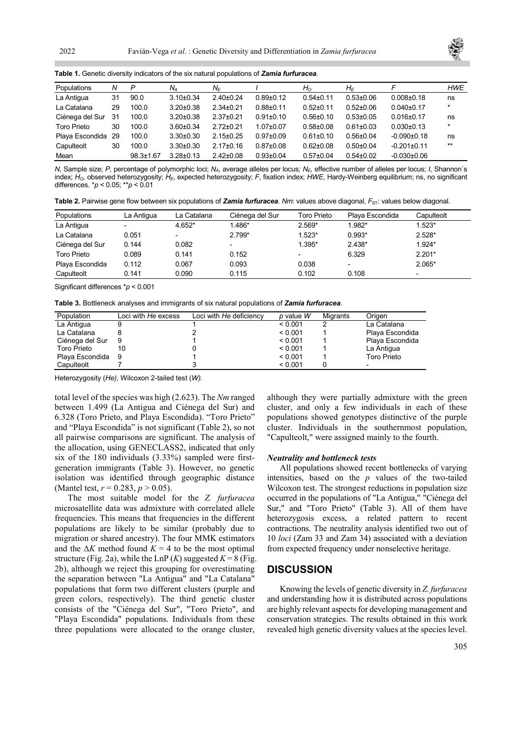**Table 1.** Genetic diversity indicators of the six natural populations of ***Zamia furfuracea***.

| Populations | $N$ | $P$ | $N_A$ | $N_E$ | $I$ | $H_O$ | $H_E$ | $F$ | $HWE$ |
|---|---|---|---|---|---|---|---|---|---|
| La Antigua | 31 | 90.0 | 3.10±0.34 | 2.40±0.24 | 0.89±0.12 | 0.54±0.11 | 0.53±0.06 | 0.008±0.18 | ns |
| La Catalana | 29 | 100.0 | 3.20±0.38 | 2.34±0.21 | 0.88±0.11 | 0.52±0.11 | 0.52±0.06 | 0.040±0.17 | * |
| Ciénega del Sur | 31 | 100.0 | 3.20±0.38 | 2.37±0.21 | 0.91±0.10 | 0.56±0.10 | 0.53±0.05 | 0.016±0.17 | ns |
| Toro Prieto | 30 | 100.0 | 3.60±0.34 | 2.72±0.21 | 1.07±0.07 | 0.58±0.08 | 0.61±0.03 | 0.030±0.13 | * |
| Playa Escondida | 29 | 100.0 | 3.30±0.30 | 2.15±0.25 | 0.97±0.09 | 0.61±0.10 | 0.56±0.04 | -0.090±0.18 | ns |
| Capulteolt | 30 | 100.0 | 3.30±0.30 | 2.17±0.16 | 0.87±0.08 | 0.62±0.08 | 0.50±0.04 | -0.201±0.11 | ** |
| Mean | | 98.3±1.67 | 3.28±0.13 | 2.42±0.08 | 0.93±0.04 | 0.57±0.04 | 0.54±0.02 | -0.030±0.06 | |

$N$, Sample size; $P$, percentage of polymorphic loci; $N_A$, average alleles per locus; $N_E$, effective number of alleles per locus; $I$, Shannon´s index; $H_O$, observed heterozygosity; $H_E$, expected heterozygosity; $F$, fixation index; $HWE$, Hardy-Weinberg equilibrium; ns, no significant differences. $^*p < 0.05$; $^{**}p < 0.01$

**Table 2.** Pairwise gene flow between six populations of ***Zamia furfuracea***. *Nm*: values above diagonal, $F_{ST}$: values below diagonal.

| Populations | La Antigua | La Catalana | Ciénega del Sur | Toro Prieto | Playa Escondida | Capulteolt |
|---|---|---|---|---|---|---|
| La Antigua | - | 4.652* | 1.486* | 2.569* | 1.982* | 1.523* |
| La Catalana | 0.051 | - | 2.799* | 1.523* | 0.993* | 2.528* |
| Ciénega del Sur | 0.144 | 0.082 | - | 1.395* | 2.438* | 1.924* |
| Toro Prieto | 0.089 | 0.141 | 0.152 | - | 6.329 | 2.201* |
| Playa Escondida | 0.112 | 0.067 | 0.093 | 0.038 | - | 2.065* |
| Capulteolt | 0.141 | 0.090 | 0.115 | 0.102 | 0.108 | - |

Significant differences $^*p < 0.001$

**Table 3.** Bottleneck analyses and immigrants of six natural populations of ***Zamia furfuracea***.

| Population | Loci with *He* excess | Loci with *He* deficiency | *p* value *W* | Migrants | Origen |
|---|---|---|---|---|---|
| La Antigua | 9 | 1 | < 0.001 | 2 | La Catalana |
| La Catalana | 8 | 2 | < 0.001 | 1 | Playa Escondida |
| Ciénega del Sur | 9 | 1 | < 0.001 | 1 | Playa Escondida |
| Toro Prieto | 10 | 0 | < 0.001 | 1 | La Antigua |
| Playa Escondida | 9 | 1 | < 0.001 | 1 | Toro Prieto |
| Capulteolt | 7 | 3 | < 0.001 | 0 | - |

Heterozygosity (*He)*, Wilcoxon 2-tailed test (*W)*.

total level of the species was high (2.623). The *Nm* ranged between 1.499 (La Antigua and Ciénega del Sur) and 6.328 (Toro Prieto, and Playa Escondida). "Toro Prieto" and "Playa Escondida" is not significant (Table 2), so not all pairwise comparisons are significant. The analysis of the allocation, using GENECLASS2, indicated that only six of the 180 individuals (3.33%) sampled were first-generation immigrants (Table 3). However, no genetic isolation was identified through geographic distance (Mantel test, $r = 0.283$, $p > 0.05$).

The most suitable model for the *Z. furfuracea* microsatellite data was admixture with correlated allele frequencies. This means that frequencies in the different populations are likely to be similar (probably due to migration or shared ancestry). The four MMK estimators and the $\Delta K$ method found $K = 4$ to be the most optimal structure (Fig. 2a), while the LnP ($K$) suggested $K = 8$ (Fig. 2b), although we reject this grouping for overestimating the separation between "La Antigua" and "La Catalana" populations that form two different clusters (purple and green colors, respectively). The third genetic cluster consists of the "Ciénega del Sur", "Toro Prieto", and "Playa Escondida" populations. Individuals from these three populations were allocated to the orange cluster, although they were partially admixture with the green cluster, and only a few individuals in each of these populations showed genotypes distinctive of the purple cluster. Individuals in the southernmost population, "Capulteolt," were assigned mainly to the fourth.

### *Neutrality and bottleneck tests*

All populations showed recent bottlenecks of varying intensities, based on the $p$ values of the two-tailed Wilcoxon test. The strongest reductions in population size occurred in the populations of "La Antigua," "Ciénega del Sur," and "Toro Prieto" (Table 3). All of them have heterozygosis excess, a related pattern to recent contractions. The neutrality analysis identified two out of 10 *loci* (Zam 33 and Zam 34) associated with a deviation from expected frequency under nonselective heritage.

## DISCUSSION

Knowing the levels of genetic diversity in *Z. furfuracea* and understanding how it is distributed across populations are highly relevant aspects for developing management and conservation strategies. The results obtained in this work revealed high genetic diversity values at the species level.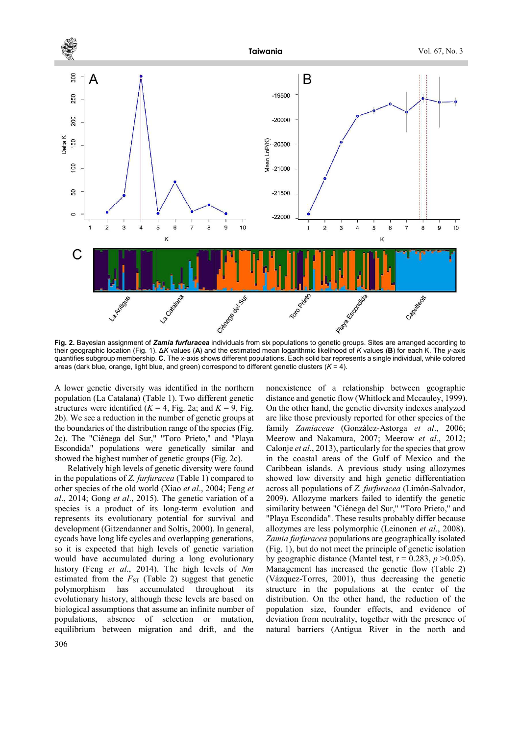**Fig. 2.** Bayesian assignment of ***Zamia furfuracea*** individuals from six populations to genetic groups. Sites are arranged according to their geographic location (Fig. 1). Δ*K* values (**A**) and the estimated mean logarithmic likelihood of *K* values (**B**) for each K. The *y*-axis quantifies subgroup membership. **C**. The *x*-axis shows different populations. Each solid bar represents a single individual, while colored areas (dark blue, orange, light blue, and green) correspond to different genetic clusters (*K* = 4).

A lower genetic diversity was identified in the northern population (La Catalana) (Table 1). Two different genetic structures were identified (*K* = 4, Fig. 2a; and *K* = 9, Fig. 2b). We see a reduction in the number of genetic groups at the boundaries of the distribution range of the species (Fig. 2c). The "Ciénega del Sur," "Toro Prieto," and "Playa Escondida" populations were genetically similar and showed the highest number of genetic groups (Fig. 2c).

Relatively high levels of genetic diversity were found in the populations of *Z. furfuracea* (Table 1) compared to other species of the old world (Xiao *et al*., 2004; Feng *et al*., 2014; Gong *et al*., 2015). The genetic variation of a species is a product of its long-term evolution and represents its evolutionary potential for survival and development (Gitzendanner and Soltis, 2000). In general, cycads have long life cycles and overlapping generations, so it is expected that high levels of genetic variation would have accumulated during a long evolutionary history (Feng *et al*., 2014). The high levels of *Nm* estimated from the $F_{ST}$ (Table 2) suggest that genetic polymorphism has accumulated throughout its evolutionary history, although these levels are based on biological assumptions that assume an infinite number of populations, absence of selection or mutation, equilibrium between migration and drift, and the nonexistence of a relationship between geographic distance and genetic flow (Whitlock and Mccauley, 1999). On the other hand, the genetic diversity indexes analyzed are like those previously reported for other species of the family *Zamiaceae* (González-Astorga *et al*., 2006; Meerow and Nakamura, 2007; Meerow *et al*., 2012; Calonje *et al*., 2013), particularly for the species that grow in the coastal areas of the Gulf of Mexico and the Caribbean islands. A previous study using allozymes showed low diversity and high genetic differentiation across all populations of *Z. furfuracea* (Limón-Salvador, 2009). Allozyme markers failed to identify the genetic similarity between "Ciénega del Sur," "Toro Prieto," and "Playa Escondida". These results probably differ because allozymes are less polymorphic (Leinonen *et al*., 2008). *Zamia furfuracea* populations are geographically isolated (Fig. 1), but do not meet the principle of genetic isolation by geographic distance (Mantel test, r = 0.283, $p$ >0.05). Management has increased the genetic flow (Table 2) (Vázquez-Torres, 2001), thus decreasing the genetic structure in the populations at the center of the distribution. On the other hand, the reduction of the population size, founder effects, and evidence of deviation from neutrality, together with the presence of natural barriers (Antigua River in the north and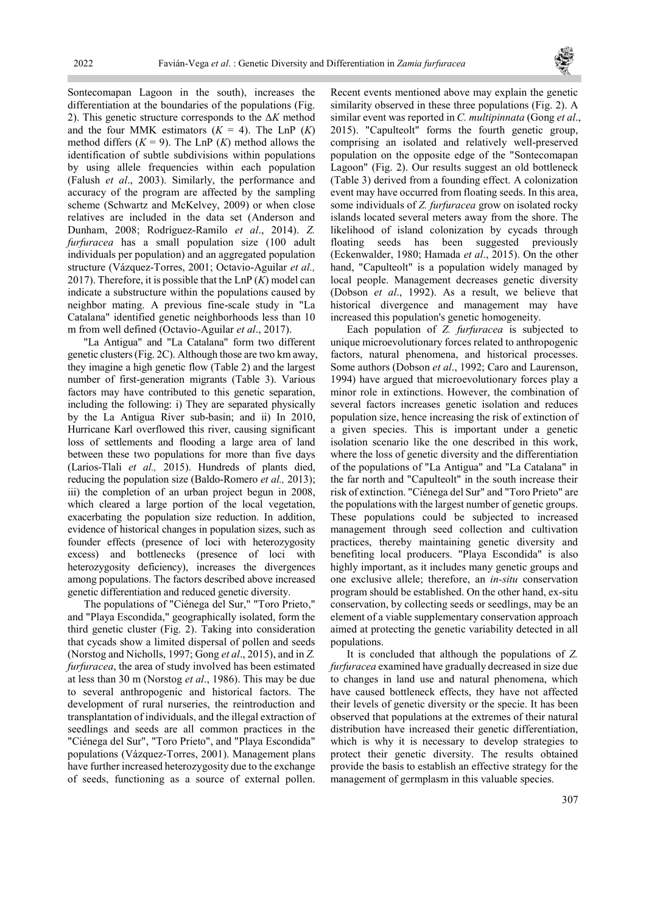Sontecomapan Lagoon in the south), increases the differentiation at the boundaries of the populations (Fig. 2). This genetic structure corresponds to the Δ*K* method and the four MMK estimators ($K$ = 4). The LnP ($K$) method differs ($K$ = 9). The LnP ($K$) method allows the identification of subtle subdivisions within populations by using allele frequencies within each population (Falush *et al*., 2003). Similarly, the performance and accuracy of the program are affected by the sampling scheme (Schwartz and McKelvey, 2009) or when close relatives are included in the data set (Anderson and Dunham, 2008; Rodríguez-Ramilo *et al*., 2014). *Z. furfuracea* has a small population size (100 adult individuals per population) and an aggregated population structure (Vázquez-Torres, 2001; Octavio-Aguilar *et al.,* 2017). Therefore, it is possible that the LnP ($K$) model can indicate a substructure within the populations caused by neighbor mating. A previous fine-scale study in "La Catalana" identified genetic neighborhoods less than 10 m from well defined (Octavio-Aguilar *et al*., 2017).

"La Antigua" and "La Catalana" form two different genetic clusters (Fig. 2C). Although those are two km away, they imagine a high genetic flow (Table 2) and the largest number of first-generation migrants (Table 3). Various factors may have contributed to this genetic separation, including the following: i) They are separated physically by the La Antigua River sub-basin; and ii) In 2010, Hurricane Karl overflowed this river, causing significant loss of settlements and flooding a large area of land between these two populations for more than five days (Larios-Tlali *et al.,* 2015). Hundreds of plants died, reducing the population size (Baldo-Romero *et al.,* 2013); iii) the completion of an urban project begun in 2008, which cleared a large portion of the local vegetation, exacerbating the population size reduction. In addition, evidence of historical changes in population sizes, such as founder effects (presence of loci with heterozygosity excess) and bottlenecks (presence of loci with heterozygosity deficiency), increases the divergences among populations. The factors described above increased genetic differentiation and reduced genetic diversity.

The populations of "Ciénega del Sur," "Toro Prieto," and "Playa Escondida," geographically isolated, form the third genetic cluster (Fig. 2). Taking into consideration that cycads show a limited dispersal of pollen and seeds (Norstog and Nicholls, 1997; Gong *et al*., 2015), and in *Z. furfuracea*, the area of study involved has been estimated at less than 30 m (Norstog *et al*., 1986). This may be due to several anthropogenic and historical factors. The development of rural nurseries, the reintroduction and transplantation of individuals, and the illegal extraction of seedlings and seeds are all common practices in the "Ciénega del Sur", "Toro Prieto", and "Playa Escondida" populations (Vázquez-Torres, 2001). Management plans have further increased heterozygosity due to the exchange of seeds, functioning as a source of external pollen. Recent events mentioned above may explain the genetic similarity observed in these three populations (Fig. 2). A similar event was reported in *C. multipinnata* (Gong *et al*., 2015). "Capulteolt" forms the fourth genetic group, comprising an isolated and relatively well-preserved population on the opposite edge of the "Sontecomapan Lagoon" (Fig. 2). Our results suggest an old bottleneck (Table 3) derived from a founding effect. A colonization event may have occurred from floating seeds. In this area, some individuals of *Z. furfuracea* grow on isolated rocky islands located several meters away from the shore. The likelihood of island colonization by cycads through floating seeds has been suggested previously (Eckenwalder, 1980; Hamada *et al*., 2015). On the other hand, "Capulteolt" is a population widely managed by local people. Management decreases genetic diversity (Dobson *et al*., 1992). As a result, we believe that historical divergence and management may have increased this population's genetic homogeneity.

Each population of *Z. furfuracea* is subjected to unique microevolutionary forces related to anthropogenic factors, natural phenomena, and historical processes. Some authors (Dobson *et al*., 1992; Caro and Laurenson, 1994) have argued that microevolutionary forces play a minor role in extinctions. However, the combination of several factors increases genetic isolation and reduces population size, hence increasing the risk of extinction of a given species. This is important under a genetic isolation scenario like the one described in this work, where the loss of genetic diversity and the differentiation of the populations of "La Antigua" and "La Catalana" in the far north and "Capulteolt" in the south increase their risk of extinction. "Ciénega del Sur" and "Toro Prieto" are the populations with the largest number of genetic groups. These populations could be subjected to increased management through seed collection and cultivation practices, thereby maintaining genetic diversity and benefiting local producers. "Playa Escondida" is also highly important, as it includes many genetic groups and one exclusive allele; therefore, an *in-situ* conservation program should be established. On the other hand, ex-situ conservation, by collecting seeds or seedlings, may be an element of a viable supplementary conservation approach aimed at protecting the genetic variability detected in all populations.

It is concluded that although the populations of *Z. furfuracea* examined have gradually decreased in size due to changes in land use and natural phenomena, which have caused bottleneck effects, they have not affected their levels of genetic diversity or the specie. It has been observed that populations at the extremes of their natural distribution have increased their genetic differentiation, which is why it is necessary to develop strategies to protect their genetic diversity. The results obtained provide the basis to establish an effective strategy for the management of germplasm in this valuable species.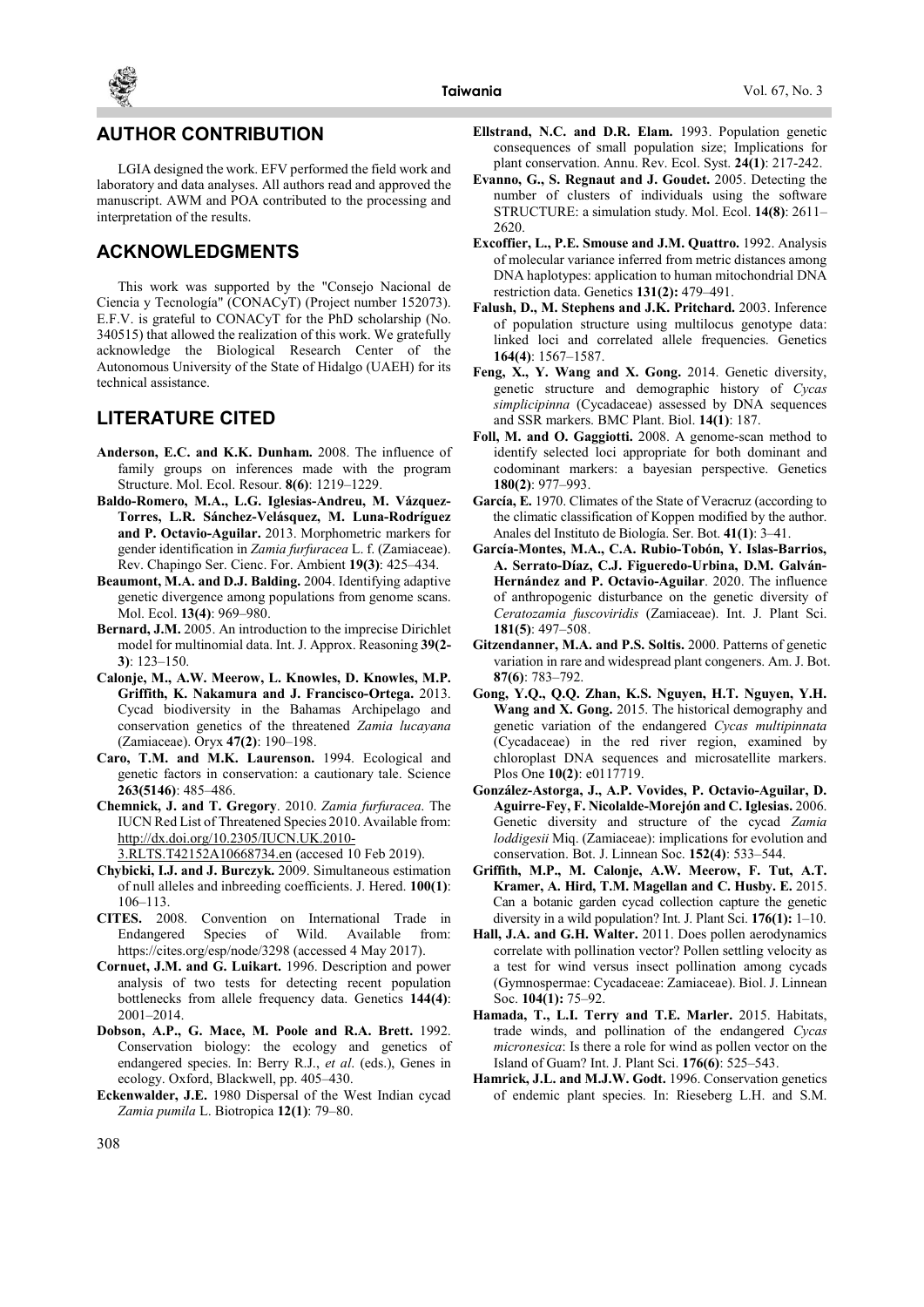## AUTHOR CONTRIBUTION

LGIA designed the work. EFV performed the field work and laboratory and data analyses. All authors read and approved the manuscript. AWM and POA contributed to the processing and interpretation of the results.

## ACKNOWLEDGMENTS

This work was supported by the "Consejo Nacional de Ciencia y Tecnología" (CONACyT) (Project number 152073). E.F.V. is grateful to CONACyT for the PhD scholarship (No. 340515) that allowed the realization of this work. We gratefully acknowledge the Biological Research Center of the Autonomous University of the State of Hidalgo (UAEH) for its technical assistance.

## LITERATURE CITED

**Anderson, E.C. and K.K. Dunham.** 2008. The influence of family groups on inferences made with the program Structure. Mol. Ecol. Resour. **8(6)**: 1219–1229.

**Baldo-Romero, M.A., L.G. Iglesias-Andreu, M. Vázquez-Torres, L.R. Sánchez-Velásquez, M. Luna-Rodríguez and P. Octavio-Aguilar.** 2013. Morphometric markers for gender identification in *Zamia furfuracea* L. f. (Zamiaceae). Rev. Chapingo Ser. Cienc. For. Ambient **19(3)**: 425–434.

**Beaumont, M.A. and D.J. Balding.** 2004. Identifying adaptive genetic divergence among populations from genome scans. Mol. Ecol. **13(4)**: 969–980.

**Bernard, J.M.** 2005. An introduction to the imprecise Dirichlet model for multinomial data. Int. J. Approx. Reasoning **39(2-3)**: 123–150.

**Calonje, M., A.W. Meerow, L. Knowles, D. Knowles, M.P. Griffith, K. Nakamura and J. Francisco-Ortega.** 2013. Cycad biodiversity in the Bahamas Archipelago and conservation genetics of the threatened *Zamia lucayana* (Zamiaceae). Oryx **47(2)**: 190–198.

**Caro, T.M. and M.K. Laurenson.** 1994. Ecological and genetic factors in conservation: a cautionary tale. Science **263(5146)**: 485–486.

**Chemnick, J. and T. Gregory**. 2010. *Zamia furfuracea*. The IUCN Red List of Threatened Species 2010. Available from: http://dx.doi.org/10.2305/IUCN.UK.2010-3.RLTS.T42152A10668734.en (accesed 10 Feb 2019).

**Chybicki, I.J. and J. Burczyk.** 2009. Simultaneous estimation of null alleles and inbreeding coefficients. J. Hered. **100(1)**: 106–113.

**CITES.** 2008. Convention on International Trade in Endangered Species of Wild. Available from: https://cites.org/esp/node/3298 (accessed 4 May 2017).

**Cornuet, J.M. and G. Luikart.** 1996. Description and power analysis of two tests for detecting recent population bottlenecks from allele frequency data. Genetics **144(4)**: 2001–2014.

**Dobson, A.P., G. Mace, M. Poole and R.A. Brett.** 1992. Conservation biology: the ecology and genetics of endangered species. In: Berry R.J., *et al*. (eds.), Genes in ecology. Oxford, Blackwell, pp. 405–430.

**Eckenwalder, J.E.** 1980 Dispersal of the West Indian cycad *Zamia pumila* L. Biotropica **12(1)**: 79–80.

**Ellstrand, N.C. and D.R. Elam.** 1993. Population genetic consequences of small population size; Implications for plant conservation. Annu. Rev. Ecol. Syst. **24(1)**: 217-242.

**Evanno, G., S. Regnaut and J. Goudet.** 2005. Detecting the number of clusters of individuals using the software STRUCTURE: a simulation study. Mol. Ecol. **14(8)**: 2611–2620.

**Excoffier, L., P.E. Smouse and J.M. Quattro.** 1992. Analysis of molecular variance inferred from metric distances among DNA haplotypes: application to human mitochondrial DNA restriction data. Genetics **131(2):** 479–491.

**Falush, D., M. Stephens and J.K. Pritchard.** 2003. Inference of population structure using multilocus genotype data: linked loci and correlated allele frequencies. Genetics **164(4)**: 1567–1587.

**Feng, X., Y. Wang and X. Gong.** 2014. Genetic diversity, genetic structure and demographic history of *Cycas simplicipinna* (Cycadaceae) assessed by DNA sequences and SSR markers. BMC Plant. Biol. **14(1)**: 187.

**Foll, M. and O. Gaggiotti.** 2008. A genome-scan method to identify selected loci appropriate for both dominant and codominant markers: a bayesian perspective. Genetics **180(2)**: 977–993.

**García, E.** 1970. Climates of the State of Veracruz (according to the climatic classification of Koppen modified by the author. Anales del Instituto de Biología. Ser. Bot. **41(1)**: 3–41.

**García-Montes, M.A., C.A. Rubio-Tobón, Y. Islas-Barrios, A. Serrato-Díaz, C.J. Figueredo-Urbina, M.D. Galván-Hernández and P. Octavio-Aguilar**. 2020. The influence of anthropogenic disturbance on the genetic diversity of *Ceratozamia fuscoviridis* (Zamiaceae). Int. J. Plant Sci. **181(5)**: 497–508.

**Gitzendanner, M.A. and P.S. Soltis.** 2000. Patterns of genetic variation in rare and widespread plant congeners. Am. J. Bot. **87(6)**: 783–792.

**Gong, Y.Q., Q.Q. Zhan, K.S. Nguyen, H.T. Nguyen, Y.H. Wang and X. Gong.** 2015. The historical demography and genetic variation of the endangered *Cycas multipinnata* (Cycadaceae) in the red river region, examined by chloroplast DNA sequences and microsatellite markers. Plos One **10(2)**: e0117719.

**González-Astorga, J., A.P. Vovides, P. Octavio-Aguilar, D. Aguirre-Fey, F. Nicolalde-Morejón and C. Iglesias.** 2006. Genetic diversity and structure of the cycad *Zamia loddigesii* Miq. (Zamiaceae): implications for evolution and conservation. Bot. J. Linnean Soc. **152(4)**: 533–544.

**Griffith, M.P., M. Calonje, A.W. Meerow, F. Tut, A.T. Kramer, A. Hird, T.M. Magellan and C. Husby. E.** 2015. Can a botanic garden cycad collection capture the genetic diversity in a wild population? Int. J. Plant Sci. **176(1):** 1–10.

**Hall, J.A. and G.H. Walter.** 2011. Does pollen aerodynamics correlate with pollination vector? Pollen settling velocity as a test for wind versus insect pollination among cycads (Gymnospermae: Cycadaceae: Zamiaceae). Biol. J. Linnean Soc. **104(1):** 75–92.

**Hamada, T., L.I. Terry and T.E. Marler.** 2015. Habitats, trade winds, and pollination of the endangered *Cycas micronesica*: Is there a role for wind as pollen vector on the Island of Guam? Int. J. Plant Sci. **176(6)**: 525–543.

**Hamrick, J.L. and M.J.W. Godt.** 1996. Conservation genetics of endemic plant species. In: Rieseberg L.H. and S.M.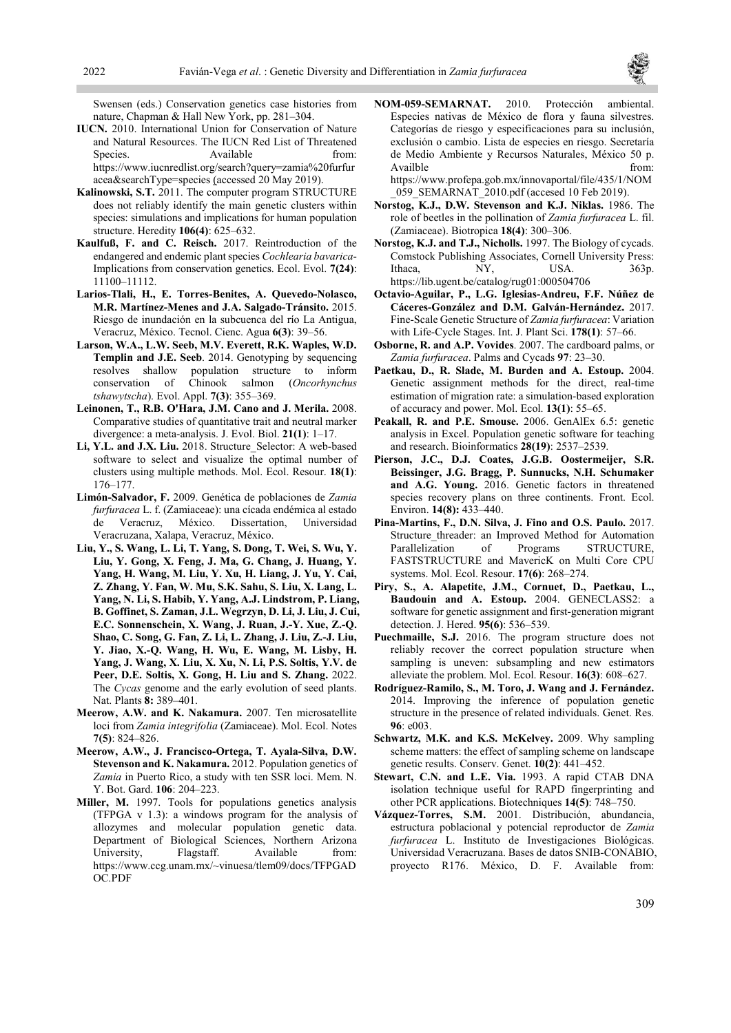Swensen (eds.) Conservation genetics case histories from nature, Chapman & Hall New York, pp. 281–304.

**IUCN.** 2010. International Union for Conservation of Nature and Natural Resources. The IUCN Red List of Threatened Species. Available from: https://www.iucnredlist.org/search?query=zamia%20furfuracea&searchType=species (accessed 20 May 2019).

**Kalinowski, S.T.** 2011. The computer program STRUCTURE does not reliably identify the main genetic clusters within species: simulations and implications for human population structure. Heredity **106(4)**: 625–632.

**Kaulfuß, F. and C. Reisch.** 2017. Reintroduction of the endangered and endemic plant species *Cochlearia bavarica*-Implications from conservation genetics. Ecol. Evol. **7(24)**: 11100–11112.

**Larios-Tlali, H., E. Torres-Benites, A. Quevedo-Nolasco, M.R. Martínez-Menes and J.A. Salgado-Tránsito.** 2015. Riesgo de inundación en la subcuenca del río La Antigua, Veracruz, México. Tecnol. Cienc. Agua **6(3)**: 39–56.

**Larson, W.A., L.W. Seeb, M.V. Everett, R.K. Waples, W.D. Templin and J.E. Seeb**. 2014. Genotyping by sequencing resolves shallow population structure to inform conservation of Chinook salmon (*Oncorhynchus tshawytscha*). Evol. Appl. **7(3)**: 355–369.

**Leinonen, T., R.B. O'Hara, J.M. Cano and J. Merila.** 2008. Comparative studies of quantitative trait and neutral marker divergence: a meta-analysis. J. Evol. Biol. **21(1)**: 1–17.

**Li, Y.L. and J.X. Liu.** 2018. Structure_Selector: A web-based software to select and visualize the optimal number of clusters using multiple methods. Mol. Ecol. Resour. **18(1)**: 176–177.

**Limón-Salvador, F.** 2009. Genética de poblaciones de *Zamia furfuracea* L. f. (Zamiaceae): una cícada endémica al estado de Veracruz, México. Dissertation, Universidad Veracruzana, Xalapa, Veracruz, México.

**Liu, Y., S. Wang, L. Li, T. Yang, S. Dong, T. Wei, S. Wu, Y. Liu, Y. Gong, X. Feng, J. Ma, G. Chang, J. Huang, Y. Yang, H. Wang, M. Liu, Y. Xu, H. Liang, J. Yu, Y. Cai, Z. Zhang, Y. Fan, W. Mu, S.K. Sahu, S. Liu, X. Lang, L. Yang, N. Li, S. Habib, Y. Yang, A.J. Lindstrom, P. Liang, B. Goffinet, S. Zaman, J.L. Wegrzyn, D. Li, J. Liu, J. Cui, E.C. Sonnenschein, X. Wang, J. Ruan, J.-Y. Xue, Z.-Q. Shao, C. Song, G. Fan, Z. Li, L. Zhang, J. Liu, Z.-J. Liu, Y. Jiao, X.-Q. Wang, H. Wu, E. Wang, M. Lisby, H. Yang, J. Wang, X. Liu, X. Xu, N. Li, P.S. Soltis, Y.V. de Peer, D.E. Soltis, X. Gong, H. Liu and S. Zhang.** 2022. The *Cycas* genome and the early evolution of seed plants. Nat. Plants **8:** 389–401.

**Meerow, A.W. and K. Nakamura.** 2007. Ten microsatellite loci from *Zamia integrifolia* (Zamiaceae). Mol. Ecol. Notes **7(5)**: 824–826.

**Meerow, A.W., J. Francisco-Ortega, T. Ayala-Silva, D.W. Stevenson and K. Nakamura.** 2012. Population genetics of *Zamia* in Puerto Rico, a study with ten SSR loci. Mem. N. Y. Bot. Gard. **106**: 204–223.

**Miller, M.** 1997. Tools for populations genetics analysis (TFPGA v 1.3): a windows program for the analysis of allozymes and molecular population genetic data. Department of Biological Sciences, Northern Arizona University, Flagstaff. Available from: https://www.ccg.unam.mx/~vinuesa/tlem09/docs/TFPGADOC.PDF

**NOM-059-SEMARNAT.** 2010. Protección ambiental. Especies nativas de México de flora y fauna silvestres. Categorías de riesgo y especificaciones para su inclusión, exclusión o cambio. Lista de especies en riesgo. Secretaría de Medio Ambiente y Recursos Naturales, México 50 p. Availble from: https://www.profepa.gob.mx/innovaportal/file/435/1/NOM_059_SEMARNAT_2010.pdf (accesed 10 Feb 2019).

**Norstog, K.J., D.W. Stevenson and K.J. Niklas.** 1986. The role of beetles in the pollination of *Zamia furfuracea* L. fil. (Zamiaceae). Biotropica **18(4)**: 300–306.

**Norstog, K.J. and T.J., Nicholls.** 1997. The Biology of cycads. Comstock Publishing Associates, Cornell University Press: Ithaca, NY, USA. 363p. https://lib.ugent.be/catalog/rug01:000504706

**Octavio-Aguilar, P., L.G. Iglesias-Andreu, F.F. Núñez de Cáceres-González and D.M. Galván-Hernández.** 2017. Fine-Scale Genetic Structure of *Zamia furfuracea*: Variation with Life-Cycle Stages. Int. J. Plant Sci. **178(1)**: 57–66.

**Osborne, R. and A.P. Vovides**. 2007. The cardboard palms, or *Zamia furfuracea*. Palms and Cycads **97**: 23–30.

**Paetkau, D., R. Slade, M. Burden and A. Estoup.** 2004. Genetic assignment methods for the direct, real-time estimation of migration rate: a simulation-based exploration of accuracy and power. Mol. Ecol. **13(1)**: 55–65.

**Peakall, R. and P.E. Smouse.** 2006. GenAlEx 6.5: genetic analysis in Excel. Population genetic software for teaching and research. Bioinformatics **28(19)**: 2537–2539.

**Pierson, J.C., D.J. Coates, J.G.B. Oostermeijer, S.R. Beissinger, J.G. Bragg, P. Sunnucks, N.H. Schumaker and A.G. Young.** 2016. Genetic factors in threatened species recovery plans on three continents. Front. Ecol. Environ. **14(8):** 433–440.

**Pina-Martins, F., D.N. Silva, J. Fino and O.S. Paulo.** 2017. Structure_threader: an Improved Method for Automation Parallelization of Programs STRUCTURE, FASTSTRUCTURE and MavericK on Multi Core CPU systems. Mol. Ecol. Resour. **17(6)**: 268–274.

**Piry, S., A. Alapetite, J.M., Cornuet, D., Paetkau, L., Baudouin and A. Estoup.** 2004. GENECLASS2: a software for genetic assignment and first-generation migrant detection. J. Hered. **95(6)**: 536–539.

**Puechmaille, S.J.** 2016. The program structure does not reliably recover the correct population structure when sampling is uneven: subsampling and new estimators alleviate the problem. Mol. Ecol. Resour. **16(3)**: 608–627.

**Rodríguez-Ramilo, S., M. Toro, J. Wang and J. Fernández.** 2014. Improving the inference of population genetic structure in the presence of related individuals. Genet. Res. **96**: e003.

**Schwartz, M.K. and K.S. McKelvey.** 2009. Why sampling scheme matters: the effect of sampling scheme on landscape genetic results. Conserv. Genet. **10(2)**: 441–452.

**Stewart, C.N. and L.E. Via.** 1993. A rapid CTAB DNA isolation technique useful for RAPD fingerprinting and other PCR applications. Biotechniques **14(5)**: 748–750.

**Vázquez-Torres, S.M.** 2001. Distribución, abundancia, estructura poblacional y potencial reproductor de *Zamia furfuracea* L. Instituto de Investigaciones Biológicas. Universidad Veracruzana. Bases de datos SNIB-CONABIO, proyecto R176. México, D. F. Available from: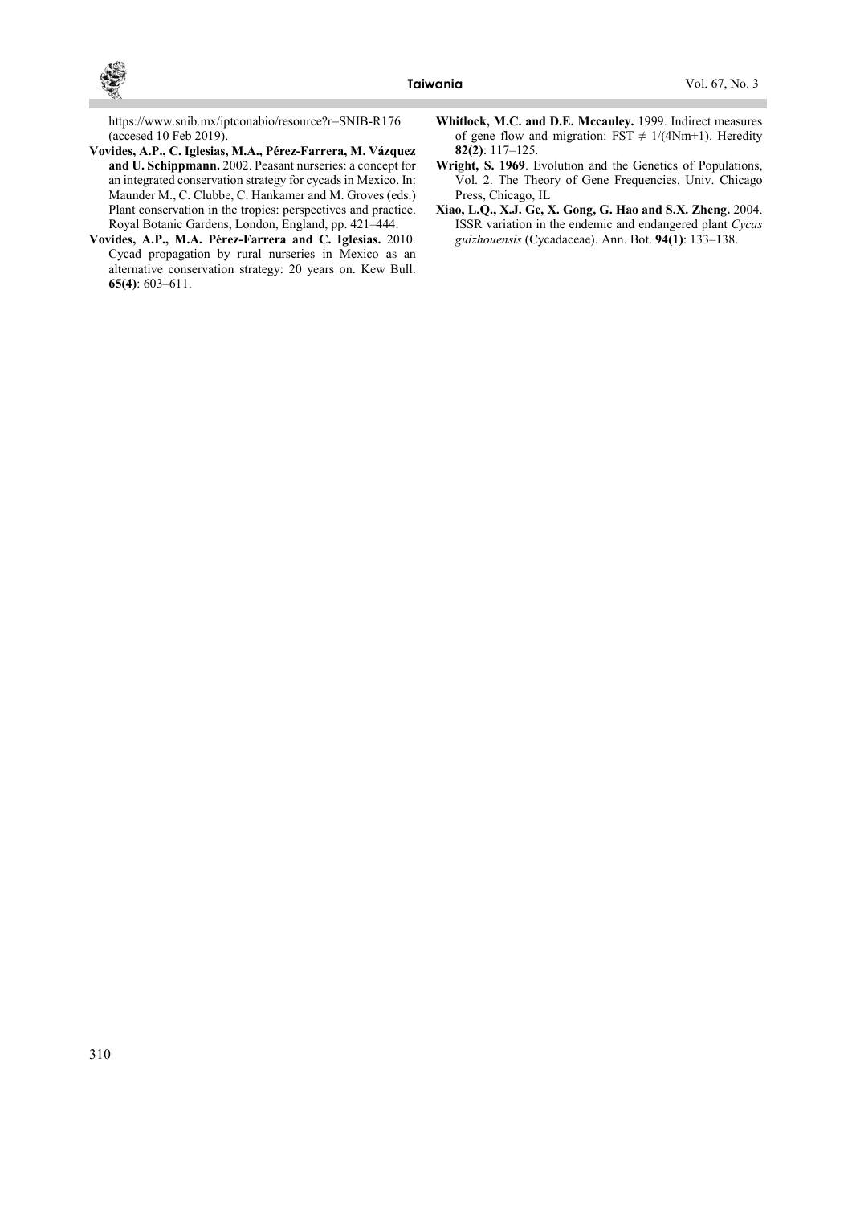https://www.snib.mx/iptconabio/resource?r=SNIB-R176 (accesed 10 Feb 2019).

**Vovides, A.P., C. Iglesias, M.A., Pérez-Farrera, M. Vázquez and U. Schippmann.** 2002. Peasant nurseries: a concept for an integrated conservation strategy for cycads in Mexico. In: Maunder M., C. Clubbe, C. Hankamer and M. Groves (eds.) Plant conservation in the tropics: perspectives and practice. Royal Botanic Gardens, London, England, pp. 421–444.

**Vovides, A.P., M.A. Pérez-Farrera and C. Iglesias.** 2010. Cycad propagation by rural nurseries in Mexico as an alternative conservation strategy: 20 years on. Kew Bull. **65(4)**: 603–611.

**Whitlock, M.C. and D.E. Mccauley.** 1999. Indirect measures of gene flow and migration: FST ≠ 1/(4Nm+1). Heredity **82(2)**: 117–125.

**Wright, S. 1969**. Evolution and the Genetics of Populations, Vol. 2. The Theory of Gene Frequencies. Univ. Chicago Press, Chicago, IL

**Xiao, L.Q., X.J. Ge, X. Gong, G. Hao and S.X. Zheng.** 2004. ISSR variation in the endemic and endangered plant *Cycas guizhouensis* (Cycadaceae). Ann. Bot. **94(1)**: 133–138.